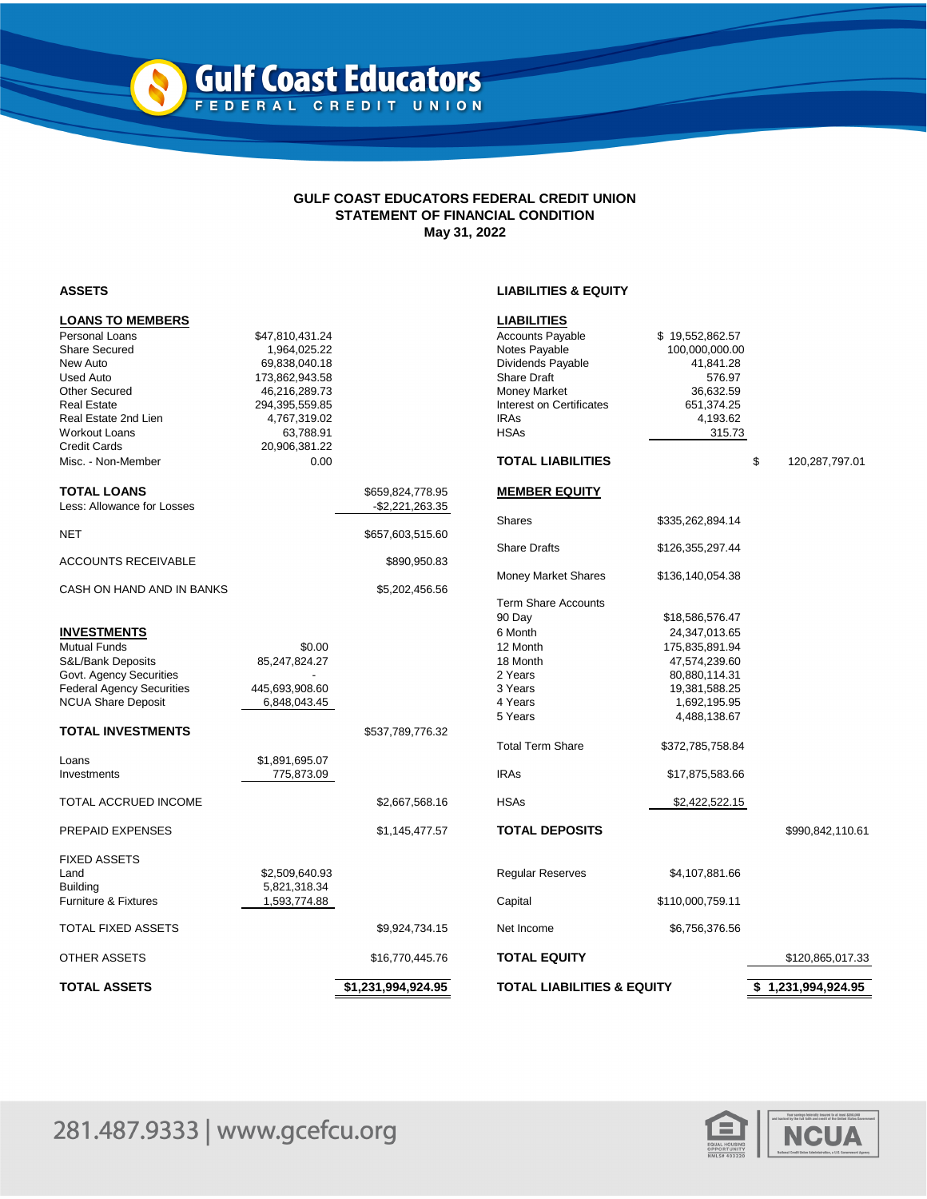# GULF COAST EDUCATORS FEDERAL CREDIT UNION

## STATEMENT OF FINANCIAL CONDITION

### May 31, 2022

## ASSETS

| **LOANS TO MEMBERS** | | |
|---|---|---|
| Personal Loans | $47,810,431.24 | |
| Share Secured | 1,964,025.22 | |
| New Auto | 69,838,040.18 | |
| Used Auto | 173,862,943.58 | |
| Other Secured | 46,216,289.73 | |
| Real Estate | 294,395,559.85 | |
| Real Estate 2nd Lien | 4,767,319.02 | |
| Workout Loans | 63,788.91 | |
| Credit Cards | 20,906,381.22 | |
| Misc. - Non-Member | 0.00 | |
| **TOTAL LOANS** | | $659,824,778.95 |
| Less: Allowance for Losses | | -$2,221,263.35 |
| NET | | $657,603,515.60 |
| ACCOUNTS RECEIVABLE | | $890,950.83 |
| CASH ON HAND AND IN BANKS | | $5,202,456.56 |
| **INVESTMENTS** | | |
| Mutual Funds | $0.00 | |
| S&L/Bank Deposits | 85,247,824.27 | |
| Govt. Agency Securities | - | |
| Federal Agency Securities | 445,693,908.60 | |
| NCUA Share Deposit | 6,848,043.45 | |
| **TOTAL INVESTMENTS** | | $537,789,776.32 |
| Loans | $1,891,695.07 | |
| Investments | 775,873.09 | |
| TOTAL ACCRUED INCOME | | $2,667,568.16 |
| PREPAID EXPENSES | | $1,145,477.57 |
| FIXED ASSETS | | |
| Land | $2,509,640.93 | |
| Building | 5,821,318.34 | |
| Furniture & Fixtures | 1,593,774.88 | |
| TOTAL FIXED ASSETS | | $9,924,734.15 |
| OTHER ASSETS | | $16,770,445.76 |
| **TOTAL ASSETS** | | **$1,231,994,924.95** |

## LIABILITIES & EQUITY

| **LIABILITIES** | | |
|---|---|---|
| Accounts Payable | $ 19,552,862.57 | |
| Notes Payable | 100,000,000.00 | |
| Dividends Payable | 41,841.28 | |
| Share Draft | 576.97 | |
| Money Market | 36,632.59 | |
| Interest on Certificates | 651,374.25 | |
| IRAs | 4,193.62 | |
| HSAs | 315.73 | |
| **TOTAL LIABILITIES** | | $ 120,287,797.01 |
| **MEMBER EQUITY** | | |
| Shares | $335,262,894.14 | |
| Share Drafts | $126,355,297.44 | |
| Money Market Shares | $136,140,054.38 | |
| Term Share Accounts | | |
| 90 Day | $18,586,576.47 | |
| 6 Month | 24,347,013.65 | |
| 12 Month | 175,835,891.94 | |
| 18 Month | 47,574,239.60 | |
| 2 Years | 80,880,114.31 | |
| 3 Years | 19,381,588.25 | |
| 4 Years | 1,692,195.95 | |
| 5 Years | 4,488,138.67 | |
| Total Term Share | $372,785,758.84 | |
| IRAs | $17,875,583.66 | |
| HSAs | $2,422,522.15 | |
| **TOTAL DEPOSITS** | | $990,842,110.61 |
| Regular Reserves | $4,107,881.66 | |
| Capital | $110,000,759.11 | |
| Net Income | $6,756,376.56 | |
| **TOTAL EQUITY** | | $120,865,017.33 |
| **TOTAL LIABILITIES & EQUITY** | | **$ 1,231,994,924.95** |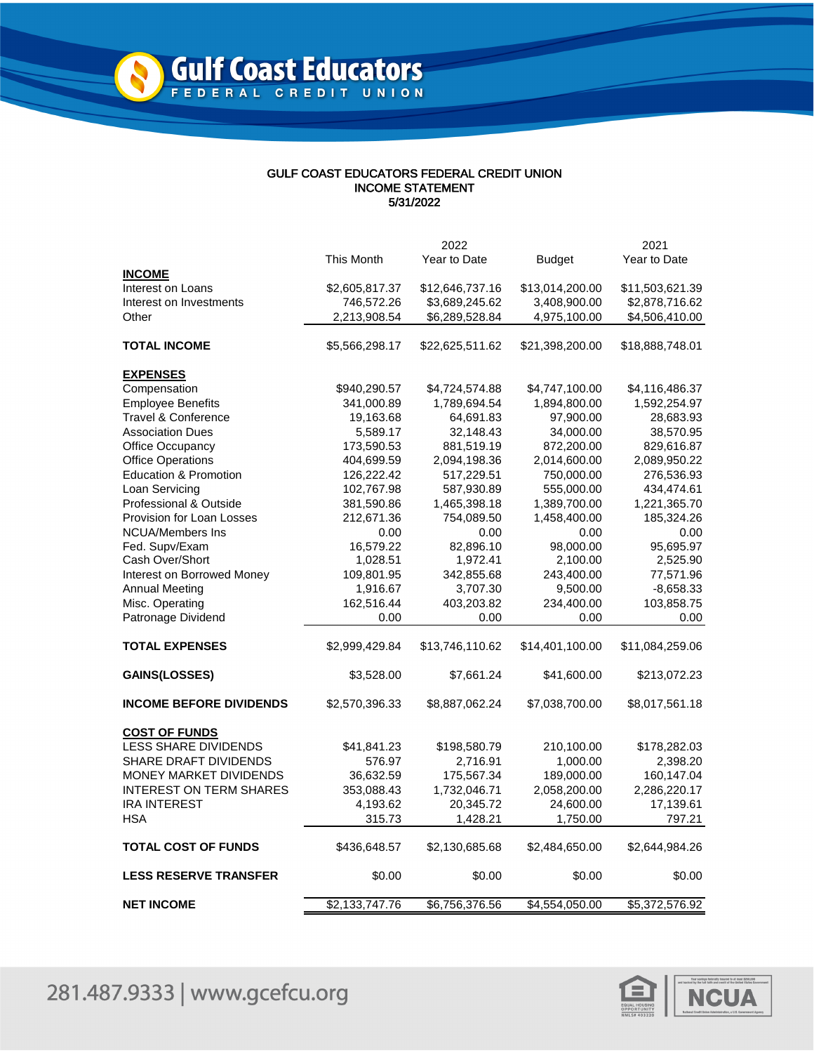# GULF COAST EDUCATORS FEDERAL CREDIT UNION
## INCOME STATEMENT
## 5/31/2022

| | This Month | 2022 Year to Date | Budget | 2021 Year to Date |
|---|---|---|---|---|
| **INCOME** | | | | |
| Interest on Loans | $2,605,817.37 | $12,646,737.16 | $13,014,200.00 | $11,503,621.39 |
| Interest on Investments | 746,572.26 | $3,689,245.62 | 3,408,900.00 | $2,878,716.62 |
| Other | 2,213,908.54 | $6,289,528.84 | 4,975,100.00 | $4,506,410.00 |
| **TOTAL INCOME** | $5,566,298.17 | $22,625,511.62 | $21,398,200.00 | $18,888,748.01 |
| **EXPENSES** | | | | |
| Compensation | $940,290.57 | $4,724,574.88 | $4,747,100.00 | $4,116,486.37 |
| Employee Benefits | 341,000.89 | 1,789,694.54 | 1,894,800.00 | 1,592,254.97 |
| Travel & Conference | 19,163.68 | 64,691.83 | 97,900.00 | 28,683.93 |
| Association Dues | 5,589.17 | 32,148.43 | 34,000.00 | 38,570.95 |
| Office Occupancy | 173,590.53 | 881,519.19 | 872,200.00 | 829,616.87 |
| Office Operations | 404,699.59 | 2,094,198.36 | 2,014,600.00 | 2,089,950.22 |
| Education & Promotion | 126,222.42 | 517,229.51 | 750,000.00 | 276,536.93 |
| Loan Servicing | 102,767.98 | 587,930.89 | 555,000.00 | 434,474.61 |
| Professional & Outside | 381,590.86 | 1,465,398.18 | 1,389,700.00 | 1,221,365.70 |
| Provision for Loan Losses | 212,671.36 | 754,089.50 | 1,458,400.00 | 185,324.26 |
| NCUA/Members Ins | 0.00 | 0.00 | 0.00 | 0.00 |
| Fed. Supv/Exam | 16,579.22 | 82,896.10 | 98,000.00 | 95,695.97 |
| Cash Over/Short | 1,028.51 | 1,972.41 | 2,100.00 | 2,525.90 |
| Interest on Borrowed Money | 109,801.95 | 342,855.68 | 243,400.00 | 77,571.96 |
| Annual Meeting | 1,916.67 | 3,707.30 | 9,500.00 | -8,658.33 |
| Misc. Operating | 162,516.44 | 403,203.82 | 234,400.00 | 103,858.75 |
| Patronage Dividend | 0.00 | 0.00 | 0.00 | 0.00 |
| **TOTAL EXPENSES** | $2,999,429.84 | $13,746,110.62 | $14,401,100.00 | $11,084,259.06 |
| **GAINS(LOSSES)** | $3,528.00 | $7,661.24 | $41,600.00 | $213,072.23 |
| **INCOME BEFORE DIVIDENDS** | $2,570,396.33 | $8,887,062.24 | $7,038,700.00 | $8,017,561.18 |
| **COST OF FUNDS** | | | | |
| LESS SHARE DIVIDENDS | $41,841.23 | $198,580.79 | 210,100.00 | $178,282.03 |
| SHARE DRAFT DIVIDENDS | 576.97 | 2,716.91 | 1,000.00 | 2,398.20 |
| MONEY MARKET DIVIDENDS | 36,632.59 | 175,567.34 | 189,000.00 | 160,147.04 |
| INTEREST ON TERM SHARES | 353,088.43 | 1,732,046.71 | 2,058,200.00 | 2,286,220.17 |
| IRA INTEREST | 4,193.62 | 20,345.72 | 24,600.00 | 17,139.61 |
| HSA | 315.73 | 1,428.21 | 1,750.00 | 797.21 |
| **TOTAL COST OF FUNDS** | $436,648.57 | $2,130,685.68 | $2,484,650.00 | $2,644,984.26 |
| **LESS RESERVE TRANSFER** | $0.00 | $0.00 | $0.00 | $0.00 |
| **NET INCOME** | $2,133,747.76 | $6,756,376.56 | $4,554,050.00 | $5,372,576.92 |

281.487.9333 | www.gcefcu.org